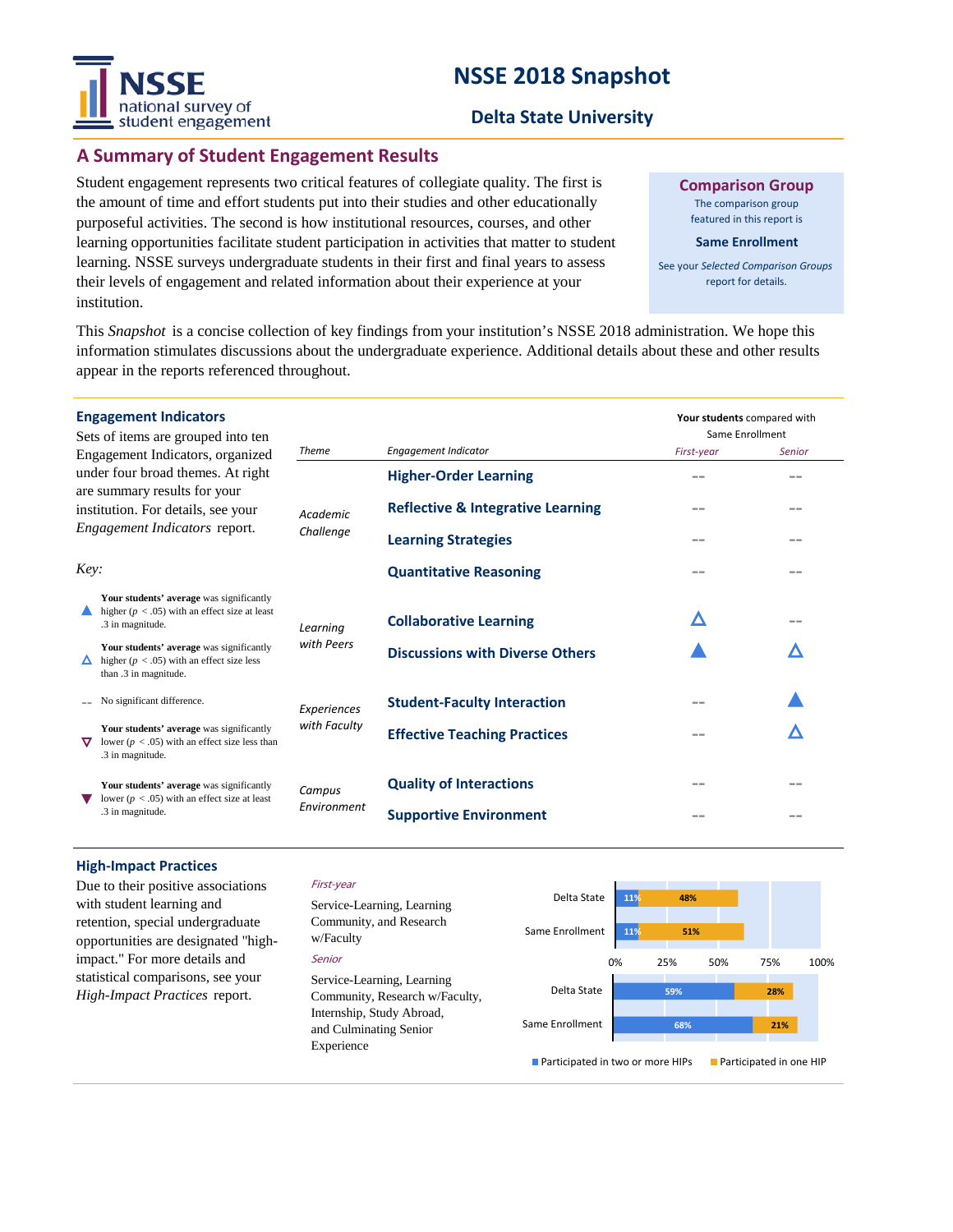# NSSE 2018 Snapshot

## Delta State University

## A Summary of Student Engagement Results

Student engagement represents two critical features of collegiate quality. The first is the amount of time and effort students put into their studies and other educationally purposeful activities. The second is how institutional resources, courses, and other learning opportunities facilitate student participation in activities that matter to student learning. NSSE surveys undergraduate students in their first and final years to assess their levels of engagement and related information about their experience at your institution.

**Comparison Group**

The comparison group featured in this report is

**Same Enrollment**

See your *Selected Comparison Groups* report for details.

This *Snapshot* is a concise collection of key findings from your institution's NSSE 2018 administration. We hope this information stimulates discussions about the undergraduate experience. Additional details about these and other results appear in the reports referenced throughout.

### Engagement Indicators

Sets of items are grouped into ten Engagement Indicators, organized under four broad themes. At right are summary results for your institution. For details, see your *Engagement Indicators* report.

| Theme | Engagement Indicator | Your students compared with Same Enrollment: *First-year* | *Senior* |
|---|---|---|---|
| *Academic Challenge* | **Higher-Order Learning** | -- | -- |
| | **Reflective & Integrative Learning** | -- | -- |
| | **Learning Strategies** | -- | -- |
| | **Quantitative Reasoning** | -- | -- |
| *Learning with Peers* | **Collaborative Learning** | △ | -- |
| | **Discussions with Diverse Others** | ▲ | △ |
| *Experiences with Faculty* | **Student-Faculty Interaction** | -- | ▲ |
| | **Effective Teaching Practices** | -- | △ |
| *Campus Environment* | **Quality of Interactions** | -- | -- |
| | **Supportive Environment** | -- | -- |

*Key:*

- ▲ **Your students' average** was significantly higher ($p < .05$) with an effect size at least .3 in magnitude.
- △ **Your students' average** was significantly higher ($p < .05$) with an effect size less than .3 in magnitude.
- -- No significant difference.
- ▽ **Your students' average** was significantly lower ($p < .05$) with an effect size less than .3 in magnitude.
- ▼ **Your students' average** was significantly lower ($p < .05$) with an effect size at least .3 in magnitude.

### High-Impact Practices

Due to their positive associations with student learning and retention, special undergraduate opportunities are designated "high-impact." For more details and statistical comparisons, see your *High-Impact Practices* report.

*First-year*

Service-Learning, Learning Community, and Research w/Faculty

*Senior*

Service-Learning, Learning Community, Research w/Faculty, Internship, Study Abroad, and Culminating Senior Experience

| | Group | Participated in two or more HIPs | Participated in one HIP |
|---|---|---|---|
| First-year | Delta State | 11% | 48% |
| | Same Enrollment | 11% | 51% |
| Senior | Delta State | 59% | 28% |
| | Same Enrollment | 68% | 21% |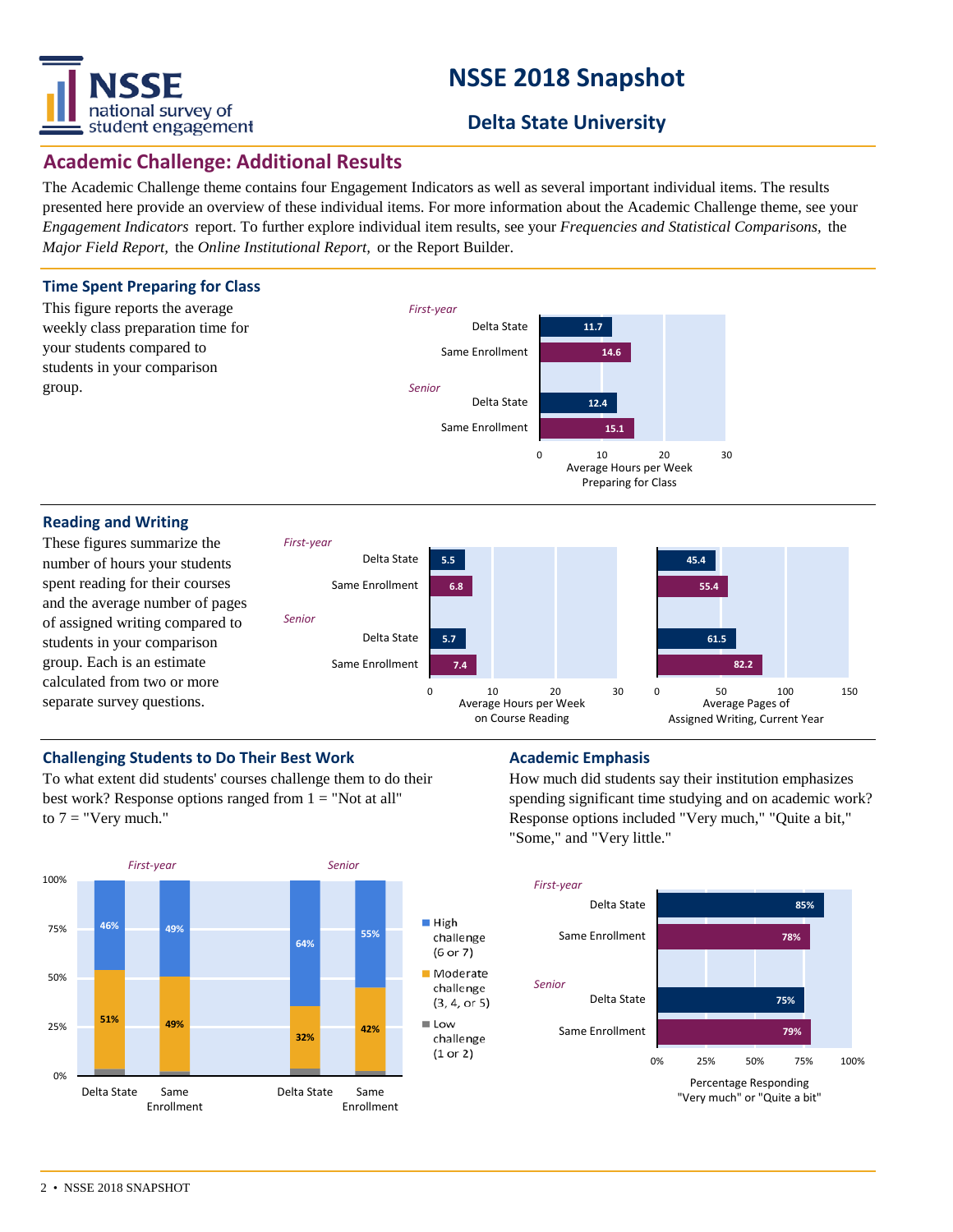# NSSE 2018 Snapshot

## Delta State University

## Academic Challenge: Additional Results

The Academic Challenge theme contains four Engagement Indicators as well as several important individual items. The results presented here provide an overview of these individual items. For more information about the Academic Challenge theme, see your *Engagement Indicators* report. To further explore individual item results, see your *Frequencies and Statistical Comparisons,* the *Major Field Report,* the *Online Institutional Report,* or the Report Builder.

### Time Spent Preparing for Class

This figure reports the average weekly class preparation time for your students compared to students in your comparison group.

| | | Average Hours per Week Preparing for Class |
|---|---|---|
| *First-year* | Delta State | 11.7 |
| | Same Enrollment | 14.6 |
| *Senior* | Delta State | 12.4 |
| | Same Enrollment | 15.1 |

### Reading and Writing

These figures summarize the number of hours your students spent reading for their courses and the average number of pages of assigned writing compared to students in your comparison group. Each is an estimate calculated from two or more separate survey questions.

| | | Average Hours per Week on Course Reading | Average Pages of Assigned Writing, Current Year |
|---|---|---|---|
| *First-year* | Delta State | 5.5 | 45.4 |
| | Same Enrollment | 6.8 | 55.4 |
| *Senior* | Delta State | 5.7 | 61.5 |
| | Same Enrollment | 7.4 | 82.2 |

### Challenging Students to Do Their Best Work

To what extent did students' courses challenge them to do their best work? Response options ranged from 1 = "Not at all" to 7 = "Very much."

| | | High challenge (6 or 7) | Moderate challenge (3, 4, or 5) |
|---|---|---|---|
| *First-year* | Delta State | 46% | 51% |
| | Same Enrollment | 49% | 49% |
| *Senior* | Delta State | 64% | 32% |
| | Same Enrollment | 55% | 42% |

Low challenge (1 or 2)

### Academic Emphasis

How much did students say their institution emphasizes spending significant time studying and on academic work? Response options included "Very much," "Quite a bit," "Some," and "Very little."

| | | Percentage Responding "Very much" or "Quite a bit" |
|---|---|---|
| *First-year* | Delta State | 85% |
| | Same Enrollment | 78% |
| *Senior* | Delta State | 75% |
| | Same Enrollment | 79% |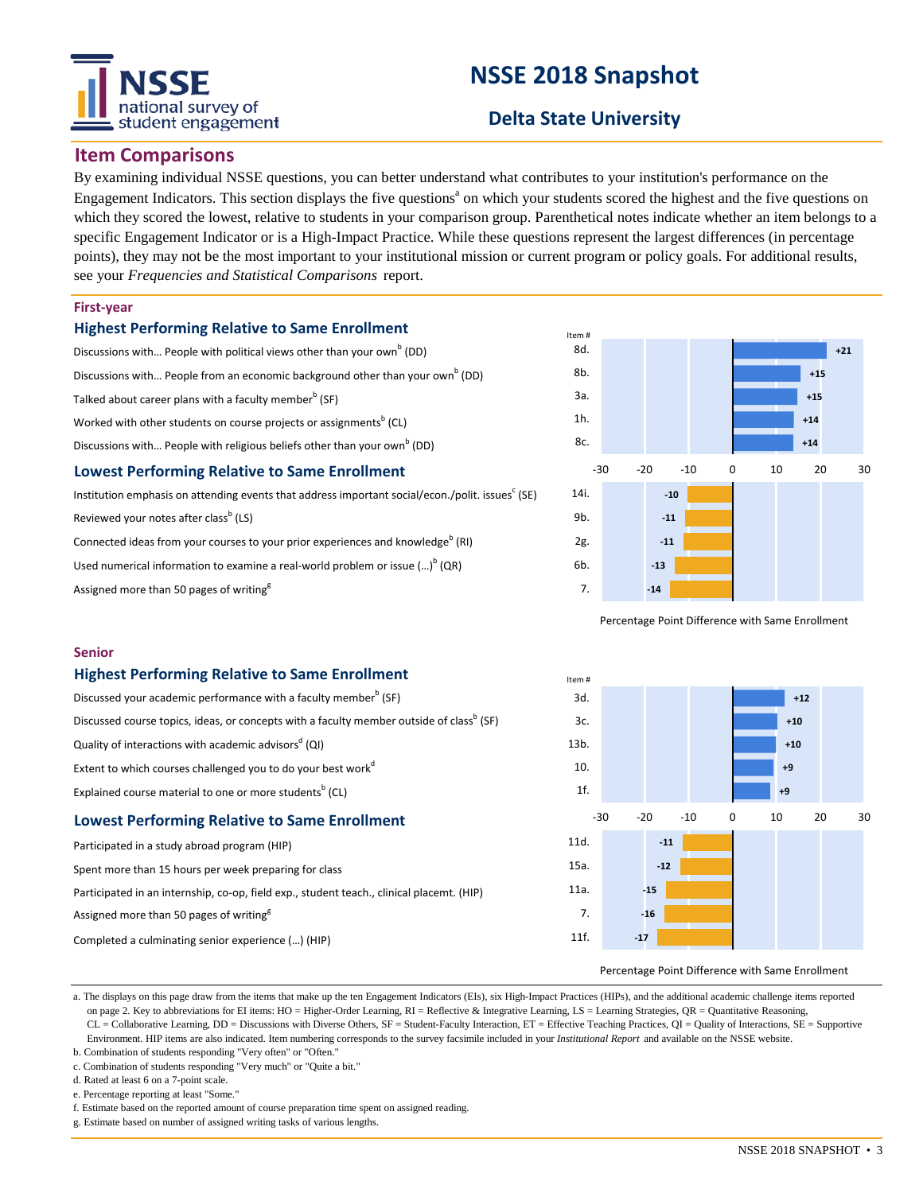# NSSE 2018 Snapshot

## Delta State University

## Item Comparisons

By examining individual NSSE questions, you can better understand what contributes to your institution's performance on the Engagement Indicators. This section displays the five questions[a] on which your students scored the highest and the five questions on which they scored the lowest, relative to students in your comparison group. Parenthetical notes indicate whether an item belongs to a specific Engagement Indicator or is a High-Impact Practice. While these questions represent the largest differences (in percentage points), they may not be the most important to your institutional mission or current program or policy goals. For additional results, see your *Frequencies and Statistical Comparisons* report.

### First-year

#### Highest Performing Relative to Same Enrollment

| Item | Item # | Percentage Point Difference with Same Enrollment |
|---|---|---|
| Discussions with... People with political views other than your own[b] (DD) | 8d. | +21 |
| Discussions with... People from an economic background other than your own[b] (DD) | 8b. | +15 |
| Talked about career plans with a faculty member[b] (SF) | 3a. | +15 |
| Worked with other students on course projects or assignments[b] (CL) | 1h. | +14 |
| Discussions with... People with religious beliefs other than your own[b] (DD) | 8c. | +14 |

#### Lowest Performing Relative to Same Enrollment

| Item | Item # | Percentage Point Difference with Same Enrollment |
|---|---|---|
| Institution emphasis on attending events that address important social/econ./polit. issues[c] (SE) | 14i. | -10 |
| Reviewed your notes after class[b] (LS) | 9b. | -11 |
| Connected ideas from your courses to your prior experiences and knowledge[b] (RI) | 2g. | -11 |
| Used numerical information to examine a real-world problem or issue (...)[b] (QR) | 6b. | -13 |
| Assigned more than 50 pages of writing[g] | 7. | -14 |

### Senior

#### Highest Performing Relative to Same Enrollment

| Item | Item # | Percentage Point Difference with Same Enrollment |
|---|---|---|
| Discussed your academic performance with a faculty member[b] (SF) | 3d. | +12 |
| Discussed course topics, ideas, or concepts with a faculty member outside of class[b] (SF) | 3c. | +10 |
| Quality of interactions with academic advisors[d] (QI) | 13b. | +10 |
| Extent to which courses challenged you to do your best work[d] | 10. | +9 |
| Explained course material to one or more students[b] (CL) | 1f. | +9 |

#### Lowest Performing Relative to Same Enrollment

| Item | Item # | Percentage Point Difference with Same Enrollment |
|---|---|---|
| Participated in a study abroad program (HIP) | 11d. | -11 |
| Spent more than 15 hours per week preparing for class | 15a. | -12 |
| Participated in an internship, co-op, field exp., student teach., clinical placemt. (HIP) | 11a. | -15 |
| Assigned more than 50 pages of writing[g] | 7. | -16 |
| Completed a culminating senior experience (...) (HIP) | 11f. | -17 |

a. The displays on this page draw from the items that make up the ten Engagement Indicators (EIs), six High-Impact Practices (HIPs), and the additional academic challenge items reported on page 2. Key to abbreviations for EI items: HO = Higher-Order Learning, RI = Reflective & Integrative Learning, LS = Learning Strategies, QR = Quantitative Reasoning, CL = Collaborative Learning, DD = Discussions with Diverse Others, SF = Student-Faculty Interaction, ET = Effective Teaching Practices, QI = Quality of Interactions, SE = Supportive Environment. HIP items are also indicated. Item numbering corresponds to the survey facsimile included in your *Institutional Report* and available on the NSSE website.
b. Combination of students responding "Very often" or "Often."
c. Combination of students responding "Very much" or "Quite a bit."
d. Rated at least 6 on a 7-point scale.
e. Percentage reporting at least "Some."
f. Estimate based on the reported amount of course preparation time spent on assigned reading.
g. Estimate based on number of assigned writing tasks of various lengths.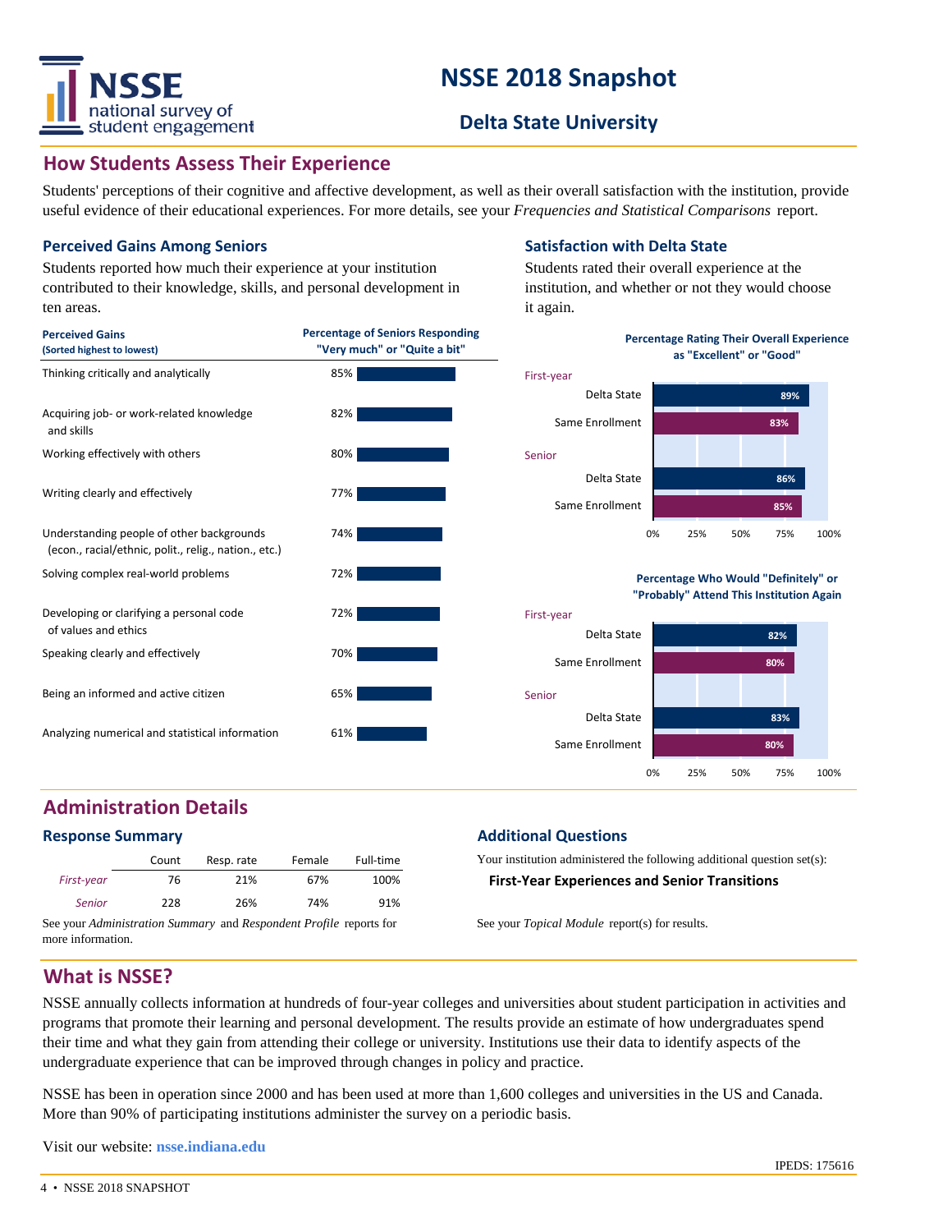# NSSE 2018 Snapshot

## Delta State University

## How Students Assess Their Experience

Students' perceptions of their cognitive and affective development, as well as their overall satisfaction with the institution, provide useful evidence of their educational experiences. For more details, see your *Frequencies and Statistical Comparisons* report.

### Perceived Gains Among Seniors

Students reported how much their experience at your institution contributed to their knowledge, skills, and personal development in ten areas.

Perceived Gains (Sorted highest to lowest)
Percentage of Seniors Responding "Very much" or "Quite a bit"

Thinking critically and analytically 85%
Acquiring job- or work-related knowledge and skills 82%
Working effectively with others 80%
Writing clearly and effectively 77%
Understanding people of other backgrounds (econ., racial/ethnic, polit., relig., nation., etc.) 74%
Solving complex real-world problems 72%
Developing or clarifying a personal code of values and ethics 72%
Speaking clearly and effectively 70%
Being an informed and active citizen 65%
Analyzing numerical and statistical information 61%

### Satisfaction with Delta State

Students rated their overall experience at the institution, and whether or not they would choose it again.

Percentage Rating Their Overall Experience as "Excellent" or "Good"

First-year
Delta State 89%
Same Enrollment 83%
Senior
Delta State 86%
Same Enrollment 85%

0% 25% 50% 75% 100%

Percentage Who Would "Definitely" or "Probably" Attend This Institution Again

First-year
Delta State 82%
Same Enrollment 80%
Senior
Delta State 83%
Same Enrollment 80%

0% 25% 50% 75% 100%

## Administration Details

### Response Summary

| | Count | Resp. rate | Female | Full-time |
|---|---|---|---|---|
| *First-year* | 76 | 21% | 67% | 100% |
| *Senior* | 228 | 26% | 74% | 91% |

See your *Administration Summary* and *Respondent Profile* reports for more information.

### Additional Questions

Your institution administered the following additional question set(s):

**First-Year Experiences and Senior Transitions**

See your *Topical Module* report(s) for results.

## What is NSSE?

NSSE annually collects information at hundreds of four-year colleges and universities about student participation in activities and programs that promote their learning and personal development. The results provide an estimate of how undergraduates spend their time and what they gain from attending their college or university. Institutions use their data to identify aspects of the undergraduate experience that can be improved through changes in policy and practice.

NSSE has been in operation since 2000 and has been used at more than 1,600 colleges and universities in the US and Canada. More than 90% of participating institutions administer the survey on a periodic basis.

Visit our website: **nsse.indiana.edu**

IPEDS: 175616